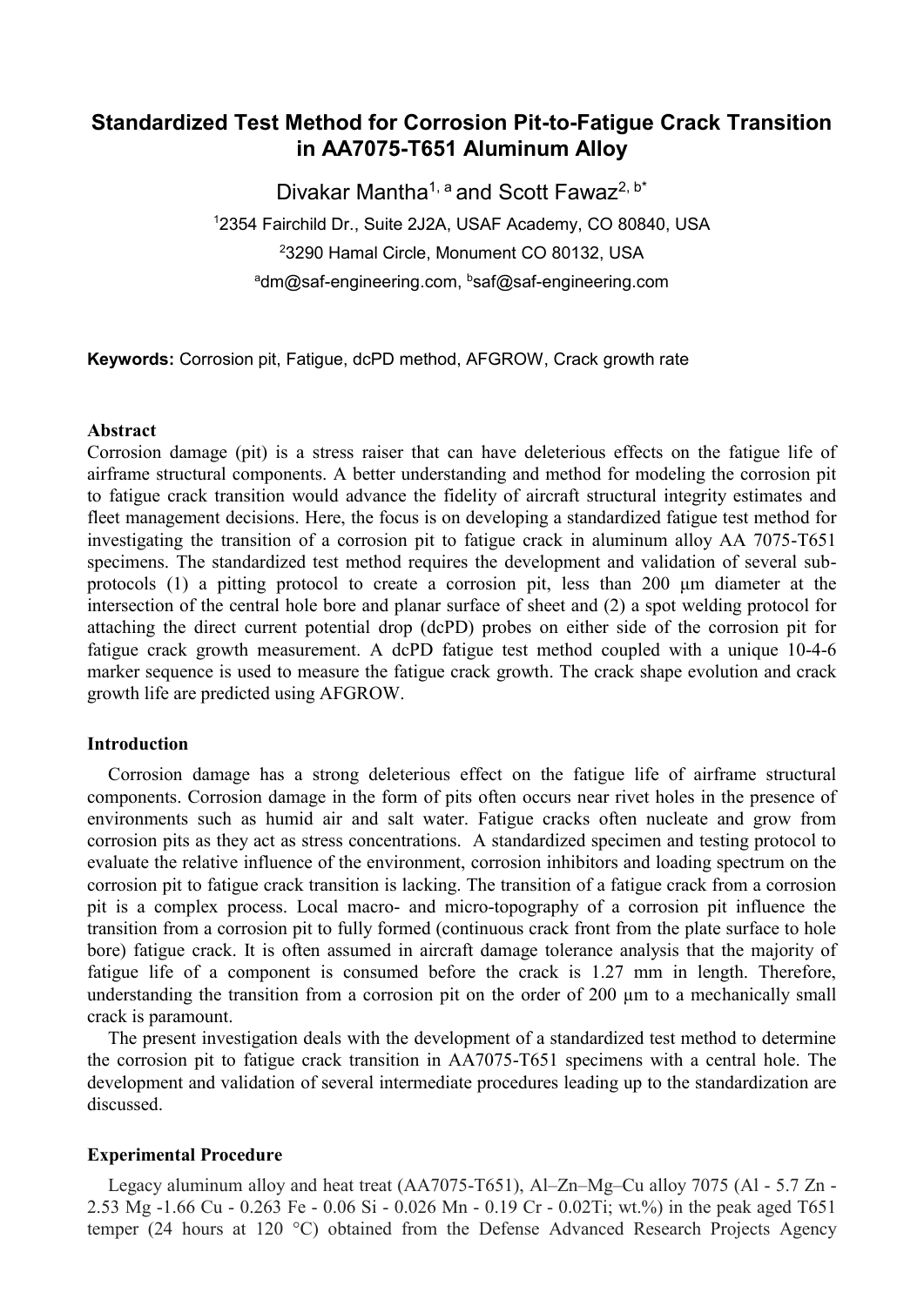# Standardized Test Method for Corrosion Pit-to-Fatigue Crack Transition in AA7075-T651 Aluminum Alloy

Divakar Mantha[1, a] and Scott Fawaz[2, b*]

[1]2354 Fairchild Dr., Suite 2J2A, USAF Academy, CO 80840, USA

[2]3290 Hamal Circle, Monument CO 80132, USA

[a]dm@saf-engineering.com, [b]saf@saf-engineering.com

**Keywords:** Corrosion pit, Fatigue, dcPD method, AFGROW, Crack growth rate

## Abstract

Corrosion damage (pit) is a stress raiser that can have deleterious effects on the fatigue life of airframe structural components. A better understanding and method for modeling the corrosion pit to fatigue crack transition would advance the fidelity of aircraft structural integrity estimates and fleet management decisions. Here, the focus is on developing a standardized fatigue test method for investigating the transition of a corrosion pit to fatigue crack in aluminum alloy AA 7075-T651 specimens. The standardized test method requires the development and validation of several sub-protocols (1) a pitting protocol to create a corrosion pit, less than 200 μm diameter at the intersection of the central hole bore and planar surface of sheet and (2) a spot welding protocol for attaching the direct current potential drop (dcPD) probes on either side of the corrosion pit for fatigue crack growth measurement. A dcPD fatigue test method coupled with a unique 10-4-6 marker sequence is used to measure the fatigue crack growth. The crack shape evolution and crack growth life are predicted using AFGROW.

## Introduction

Corrosion damage has a strong deleterious effect on the fatigue life of airframe structural components. Corrosion damage in the form of pits often occurs near rivet holes in the presence of environments such as humid air and salt water. Fatigue cracks often nucleate and grow from corrosion pits as they act as stress concentrations. A standardized specimen and testing protocol to evaluate the relative influence of the environment, corrosion inhibitors and loading spectrum on the corrosion pit to fatigue crack transition is lacking. The transition of a fatigue crack from a corrosion pit is a complex process. Local macro- and micro-topography of a corrosion pit influence the transition from a corrosion pit to fully formed (continuous crack front from the plate surface to hole bore) fatigue crack. It is often assumed in aircraft damage tolerance analysis that the majority of fatigue life of a component is consumed before the crack is 1.27 mm in length. Therefore, understanding the transition from a corrosion pit on the order of 200 μm to a mechanically small crack is paramount.

The present investigation deals with the development of a standardized test method to determine the corrosion pit to fatigue crack transition in AA7075-T651 specimens with a central hole. The development and validation of several intermediate procedures leading up to the standardization are discussed.

## Experimental Procedure

Legacy aluminum alloy and heat treat (AA7075-T651), Al–Zn–Mg–Cu alloy 7075 (Al - 5.7 Zn - 2.53 Mg -1.66 Cu - 0.263 Fe - 0.06 Si - 0.026 Mn - 0.19 Cr - 0.02Ti; wt.%) in the peak aged T651 temper (24 hours at 120 °C) obtained from the Defense Advanced Research Projects Agency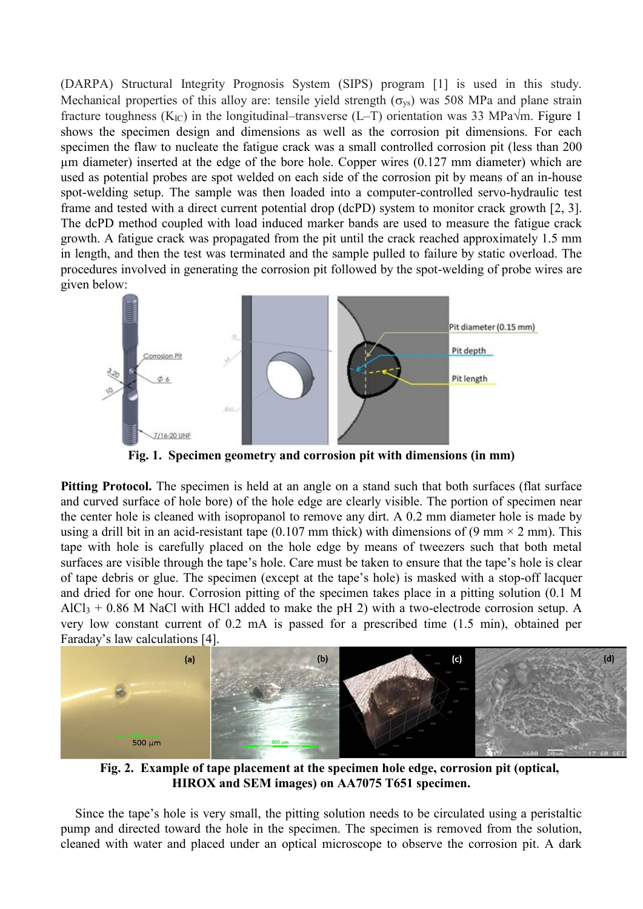(DARPA) Structural Integrity Prognosis System (SIPS) program [1] is used in this study. Mechanical properties of this alloy are: tensile yield strength ($\sigma_{ys}$) was 508 MPa and plane strain fracture toughness ($K_{IC}$) in the longitudinal–transverse (L–T) orientation was 33 MPa√m. Figure 1 shows the specimen design and dimensions as well as the corrosion pit dimensions. For each specimen the flaw to nucleate the fatigue crack was a small controlled corrosion pit (less than 200 µm diameter) inserted at the edge of the bore hole. Copper wires (0.127 mm diameter) which are used as potential probes are spot welded on each side of the corrosion pit by means of an in-house spot-welding setup. The sample was then loaded into a computer-controlled servo-hydraulic test frame and tested with a direct current potential drop (dcPD) system to monitor crack growth [2, 3]. The dcPD method coupled with load induced marker bands are used to measure the fatigue crack growth. A fatigue crack was propagated from the pit until the crack reached approximately 1.5 mm in length, and then the test was terminated and the sample pulled to failure by static overload. The procedures involved in generating the corrosion pit followed by the spot-welding of probe wires are given below:

**Fig. 1. Specimen geometry and corrosion pit with dimensions (in mm)**

**Pitting Protocol.** The specimen is held at an angle on a stand such that both surfaces (flat surface and curved surface of hole bore) of the hole edge are clearly visible. The portion of specimen near the center hole is cleaned with isopropanol to remove any dirt. A 0.2 mm diameter hole is made by using a drill bit in an acid-resistant tape (0.107 mm thick) with dimensions of (9 mm × 2 mm). This tape with hole is carefully placed on the hole edge by means of tweezers such that both metal surfaces are visible through the tape's hole. Care must be taken to ensure that the tape's hole is clear of tape debris or glue. The specimen (except at the tape's hole) is masked with a stop-off lacquer and dried for one hour. Corrosion pitting of the specimen takes place in a pitting solution (0.1 M $AlCl_3$ + 0.86 M NaCl with HCl added to make the pH 2) with a two-electrode corrosion setup. A very low constant current of 0.2 mA is passed for a prescribed time (1.5 min), obtained per Faraday's law calculations [4].

**Fig. 2. Example of tape placement at the specimen hole edge, corrosion pit (optical, HIROX and SEM images) on AA7075 T651 specimen.**

Since the tape's hole is very small, the pitting solution needs to be circulated using a peristaltic pump and directed toward the hole in the specimen. The specimen is removed from the solution, cleaned with water and placed under an optical microscope to observe the corrosion pit. A dark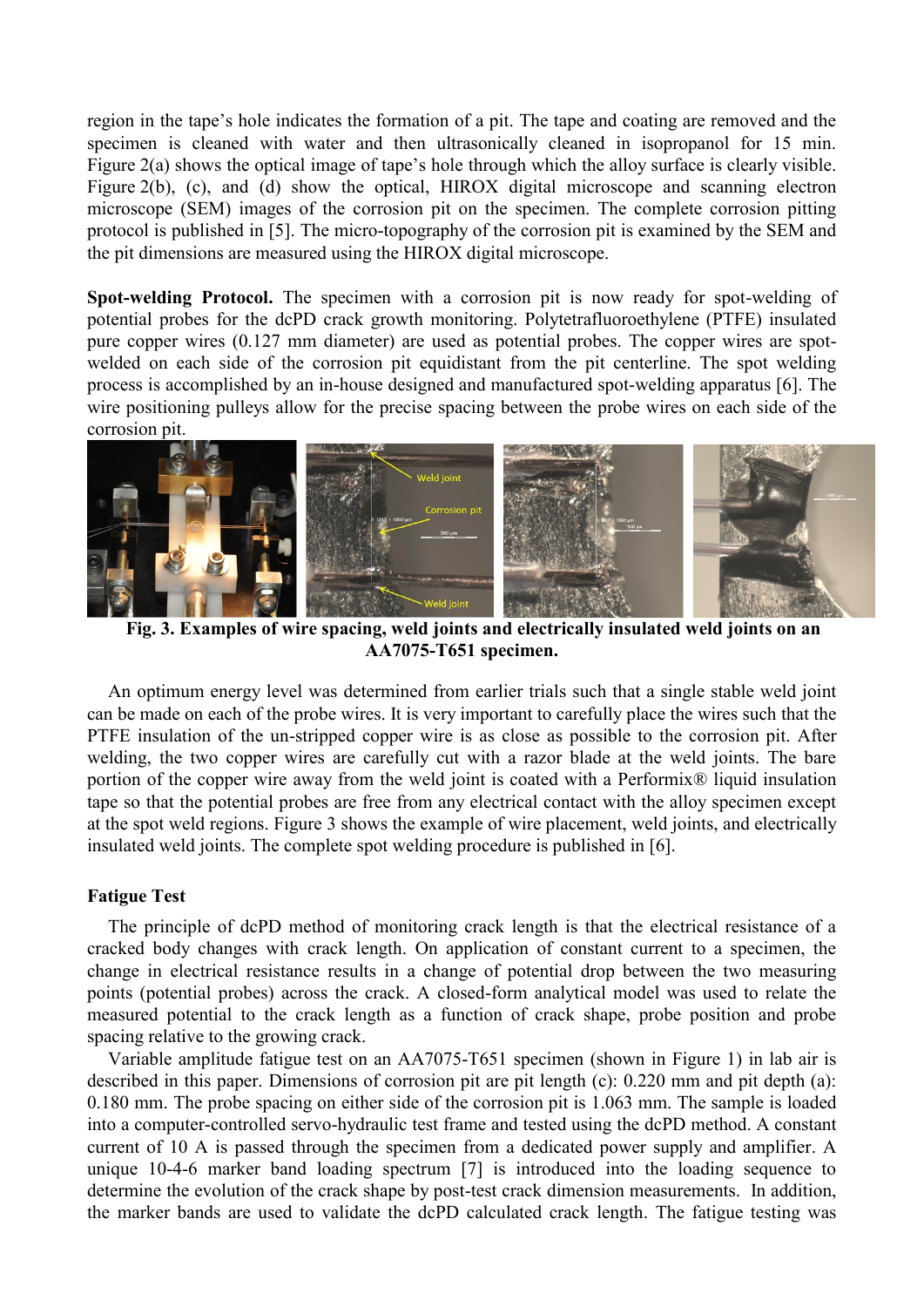region in the tape's hole indicates the formation of a pit. The tape and coating are removed and the specimen is cleaned with water and then ultrasonically cleaned in isopropanol for 15 min. Figure 2(a) shows the optical image of tape's hole through which the alloy surface is clearly visible. Figure 2(b), (c), and (d) show the optical, HIROX digital microscope and scanning electron microscope (SEM) images of the corrosion pit on the specimen. The complete corrosion pitting protocol is published in [5]. The micro-topography of the corrosion pit is examined by the SEM and the pit dimensions are measured using the HIROX digital microscope.

**Spot-welding Protocol.** The specimen with a corrosion pit is now ready for spot-welding of potential probes for the dcPD crack growth monitoring. Polytetrafluoroethylene (PTFE) insulated pure copper wires (0.127 mm diameter) are used as potential probes. The copper wires are spot-welded on each side of the corrosion pit equidistant from the pit centerline. The spot welding process is accomplished by an in-house designed and manufactured spot-welding apparatus [6]. The wire positioning pulleys allow for the precise spacing between the probe wires on each side of the corrosion pit.

**Fig. 3. Examples of wire spacing, weld joints and electrically insulated weld joints on an AA7075-T651 specimen.**

An optimum energy level was determined from earlier trials such that a single stable weld joint can be made on each of the probe wires. It is very important to carefully place the wires such that the PTFE insulation of the un-stripped copper wire is as close as possible to the corrosion pit. After welding, the two copper wires are carefully cut with a razor blade at the weld joints. The bare portion of the copper wire away from the weld joint is coated with a Performix® liquid insulation tape so that the potential probes are free from any electrical contact with the alloy specimen except at the spot weld regions. Figure 3 shows the example of wire placement, weld joints, and electrically insulated weld joints. The complete spot welding procedure is published in [6].

## Fatigue Test

The principle of dcPD method of monitoring crack length is that the electrical resistance of a cracked body changes with crack length. On application of constant current to a specimen, the change in electrical resistance results in a change of potential drop between the two measuring points (potential probes) across the crack. A closed-form analytical model was used to relate the measured potential to the crack length as a function of crack shape, probe position and probe spacing relative to the growing crack.

Variable amplitude fatigue test on an AA7075-T651 specimen (shown in Figure 1) in lab air is described in this paper. Dimensions of corrosion pit are pit length (c): 0.220 mm and pit depth (a): 0.180 mm. The probe spacing on either side of the corrosion pit is 1.063 mm. The sample is loaded into a computer-controlled servo-hydraulic test frame and tested using the dcPD method. A constant current of 10 A is passed through the specimen from a dedicated power supply and amplifier. A unique 10-4-6 marker band loading spectrum [7] is introduced into the loading sequence to determine the evolution of the crack shape by post-test crack dimension measurements. In addition, the marker bands are used to validate the dcPD calculated crack length. The fatigue testing was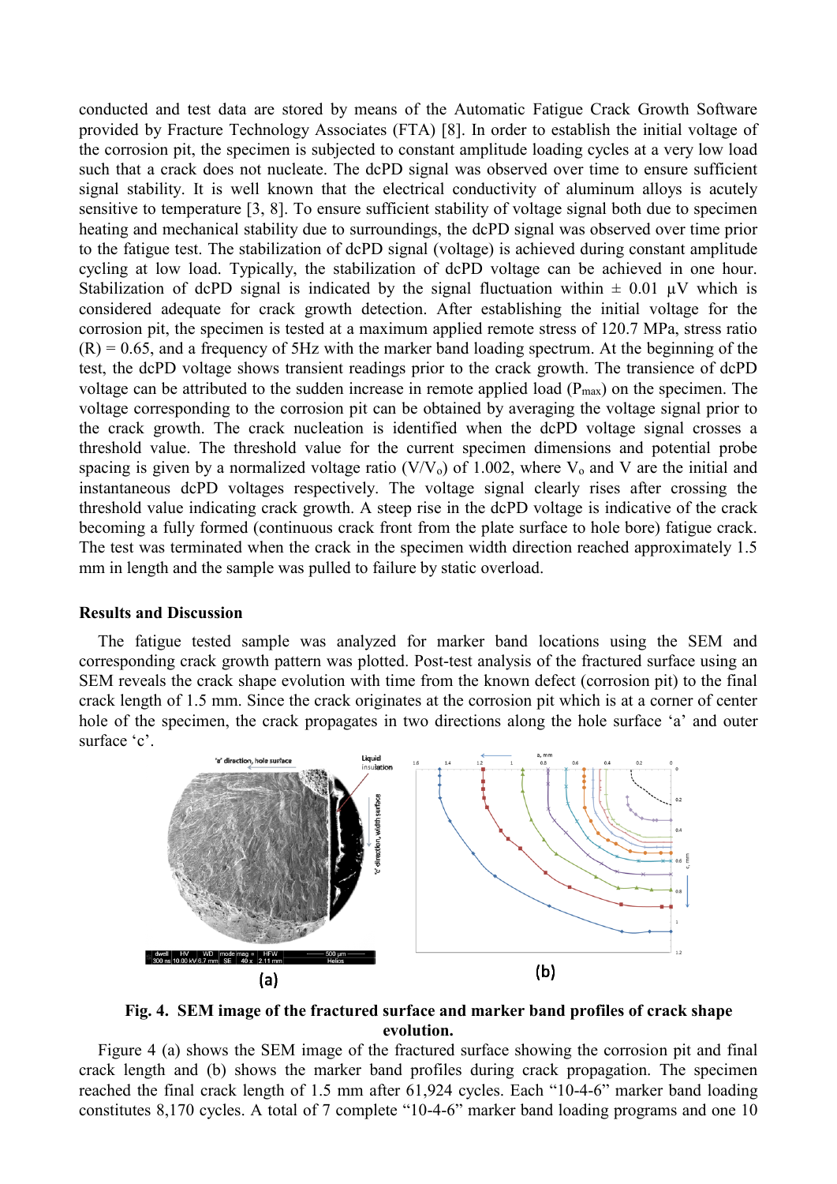conducted and test data are stored by means of the Automatic Fatigue Crack Growth Software provided by Fracture Technology Associates (FTA) [8]. In order to establish the initial voltage of the corrosion pit, the specimen is subjected to constant amplitude loading cycles at a very low load such that a crack does not nucleate. The dcPD signal was observed over time to ensure sufficient signal stability. It is well known that the electrical conductivity of aluminum alloys is acutely sensitive to temperature [3, 8]. To ensure sufficient stability of voltage signal both due to specimen heating and mechanical stability due to surroundings, the dcPD signal was observed over time prior to the fatigue test. The stabilization of dcPD signal (voltage) is achieved during constant amplitude cycling at low load. Typically, the stabilization of dcPD voltage can be achieved in one hour. Stabilization of dcPD signal is indicated by the signal fluctuation within ± 0.01 μV which is considered adequate for crack growth detection. After establishing the initial voltage for the corrosion pit, the specimen is tested at a maximum applied remote stress of 120.7 MPa, stress ratio (R) = 0.65, and a frequency of 5Hz with the marker band loading spectrum. At the beginning of the test, the dcPD voltage shows transient readings prior to the crack growth. The transience of dcPD voltage can be attributed to the sudden increase in remote applied load ($P_{max}$) on the specimen. The voltage corresponding to the corrosion pit can be obtained by averaging the voltage signal prior to the crack growth. The crack nucleation is identified when the dcPD voltage signal crosses a threshold value. The threshold value for the current specimen dimensions and potential probe spacing is given by a normalized voltage ratio ($V/V_o$) of 1.002, where $V_o$ and $V$ are the initial and instantaneous dcPD voltages respectively. The voltage signal clearly rises after crossing the threshold value indicating crack growth. A steep rise in the dcPD voltage is indicative of the crack becoming a fully formed (continuous crack front from the plate surface to hole bore) fatigue crack. The test was terminated when the crack in the specimen width direction reached approximately 1.5 mm in length and the sample was pulled to failure by static overload.

## Results and Discussion

The fatigue tested sample was analyzed for marker band locations using the SEM and corresponding crack growth pattern was plotted. Post-test analysis of the fractured surface using an SEM reveals the crack shape evolution with time from the known defect (corrosion pit) to the final crack length of 1.5 mm. Since the crack originates at the corrosion pit which is at a corner of center hole of the specimen, the crack propagates in two directions along the hole surface 'a' and outer surface 'c'.

**Fig. 4. SEM image of the fractured surface and marker band profiles of crack shape evolution.**

Figure 4 (a) shows the SEM image of the fractured surface showing the corrosion pit and final crack length and (b) shows the marker band profiles during crack propagation. The specimen reached the final crack length of 1.5 mm after 61,924 cycles. Each "10-4-6" marker band loading constitutes 8,170 cycles. A total of 7 complete "10-4-6" marker band loading programs and one 10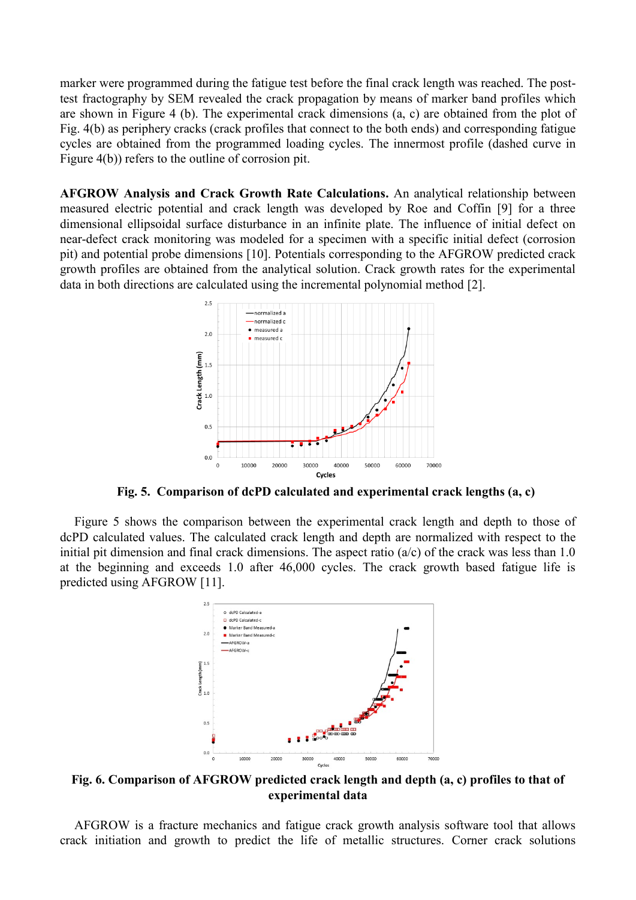marker were programmed during the fatigue test before the final crack length was reached. The post-test fractography by SEM revealed the crack propagation by means of marker band profiles which are shown in Figure 4 (b). The experimental crack dimensions (a, c) are obtained from the plot of Fig. 4(b) as periphery cracks (crack profiles that connect to the both ends) and corresponding fatigue cycles are obtained from the programmed loading cycles. The innermost profile (dashed curve in Figure 4(b)) refers to the outline of corrosion pit.

**AFGROW Analysis and Crack Growth Rate Calculations.** An analytical relationship between measured electric potential and crack length was developed by Roe and Coffin [9] for a three dimensional ellipsoidal surface disturbance in an infinite plate. The influence of initial defect on near-defect crack monitoring was modeled for a specimen with a specific initial defect (corrosion pit) and potential probe dimensions [10]. Potentials corresponding to the AFGROW predicted crack growth profiles are obtained from the analytical solution. Crack growth rates for the experimental data in both directions are calculated using the incremental polynomial method [2].

**Fig. 5. Comparison of dcPD calculated and experimental crack lengths (a, c)**

Figure 5 shows the comparison between the experimental crack length and depth to those of dcPD calculated values. The calculated crack length and depth are normalized with respect to the initial pit dimension and final crack dimensions. The aspect ratio (a/c) of the crack was less than 1.0 at the beginning and exceeds 1.0 after 46,000 cycles. The crack growth based fatigue life is predicted using AFGROW [11].

**Fig. 6. Comparison of AFGROW predicted crack length and depth (a, c) profiles to that of experimental data**

AFGROW is a fracture mechanics and fatigue crack growth analysis software tool that allows crack initiation and growth to predict the life of metallic structures. Corner crack solutions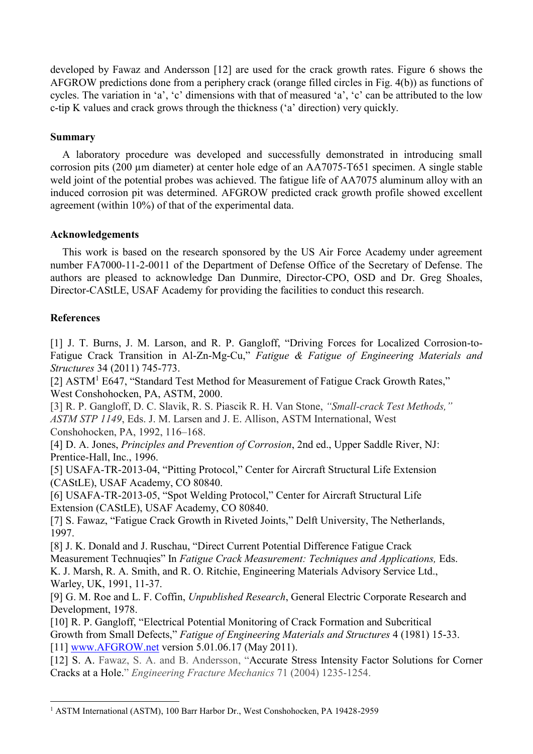developed by Fawaz and Andersson [12] are used for the crack growth rates. Figure 6 shows the AFGROW predictions done from a periphery crack (orange filled circles in Fig. 4(b)) as functions of cycles. The variation in 'a', 'c' dimensions with that of measured 'a', 'c' can be attributed to the low c-tip K values and crack grows through the thickness ('a' direction) very quickly.

**Summary**

A laboratory procedure was developed and successfully demonstrated in introducing small corrosion pits (200 µm diameter) at center hole edge of an AA7075-T651 specimen. A single stable weld joint of the potential probes was achieved. The fatigue life of AA7075 aluminum alloy with an induced corrosion pit was determined. AFGROW predicted crack growth profile showed excellent agreement (within 10%) of that of the experimental data.

**Acknowledgements**

This work is based on the research sponsored by the US Air Force Academy under agreement number FA7000-11-2-0011 of the Department of Defense Office of the Secretary of Defense. The authors are pleased to acknowledge Dan Dunmire, Director-CPO, OSD and Dr. Greg Shoales, Director-CAStLE, USAF Academy for providing the facilities to conduct this research.

**References**

[1] J. T. Burns, J. M. Larson, and R. P. Gangloff, "Driving Forces for Localized Corrosion-to-Fatigue Crack Transition in Al-Zn-Mg-Cu," *Fatigue & Fatigue of Engineering Materials and Structures* 34 (2011) 745-773.
[2] ASTM[1] E647, "Standard Test Method for Measurement of Fatigue Crack Growth Rates," West Conshohocken, PA, ASTM, 2000.
[3] R. P. Gangloff, D. C. Slavik, R. S. Piascik R. H. Van Stone, *"Small-crack Test Methods," ASTM STP 1149*, Eds. J. M. Larsen and J. E. Allison, ASTM International, West Conshohocken, PA, 1992, 116–168.
[4] D. A. Jones, *Principles and Prevention of Corrosion*, 2nd ed., Upper Saddle River, NJ: Prentice-Hall, Inc., 1996.
[5] USAFA-TR-2013-04, "Pitting Protocol," Center for Aircraft Structural Life Extension (CAStLE), USAF Academy, CO 80840.
[6] USAFA-TR-2013-05, "Spot Welding Protocol," Center for Aircraft Structural Life Extension (CAStLE), USAF Academy, CO 80840.
[7] S. Fawaz, "Fatigue Crack Growth in Riveted Joints," Delft University, The Netherlands, 1997.
[8] J. K. Donald and J. Ruschau, "Direct Current Potential Difference Fatigue Crack Measurement Technuqies" In *Fatigue Crack Measurement: Techniques and Applications,* Eds. K. J. Marsh, R. A. Smith, and R. O. Ritchie, Engineering Materials Advisory Service Ltd., Warley, UK, 1991, 11-37.
[9] G. M. Roe and L. F. Coffin, *Unpublished Research*, General Electric Corporate Research and Development, 1978.
[10] R. P. Gangloff, "Electrical Potential Monitoring of Crack Formation and Subcritical Growth from Small Defects," *Fatigue of Engineering Materials and Structures* 4 (1981) 15-33.
[11] www.AFGROW.net version 5.01.06.17 (May 2011).
[12] S. A. Fawaz, S. A. and B. Andersson, "Accurate Stress Intensity Factor Solutions for Corner Cracks at a Hole." *Engineering Fracture Mechanics* 71 (2004) 1235-1254.

[1] ASTM International (ASTM), 100 Barr Harbor Dr., West Conshohocken, PA 19428-2959